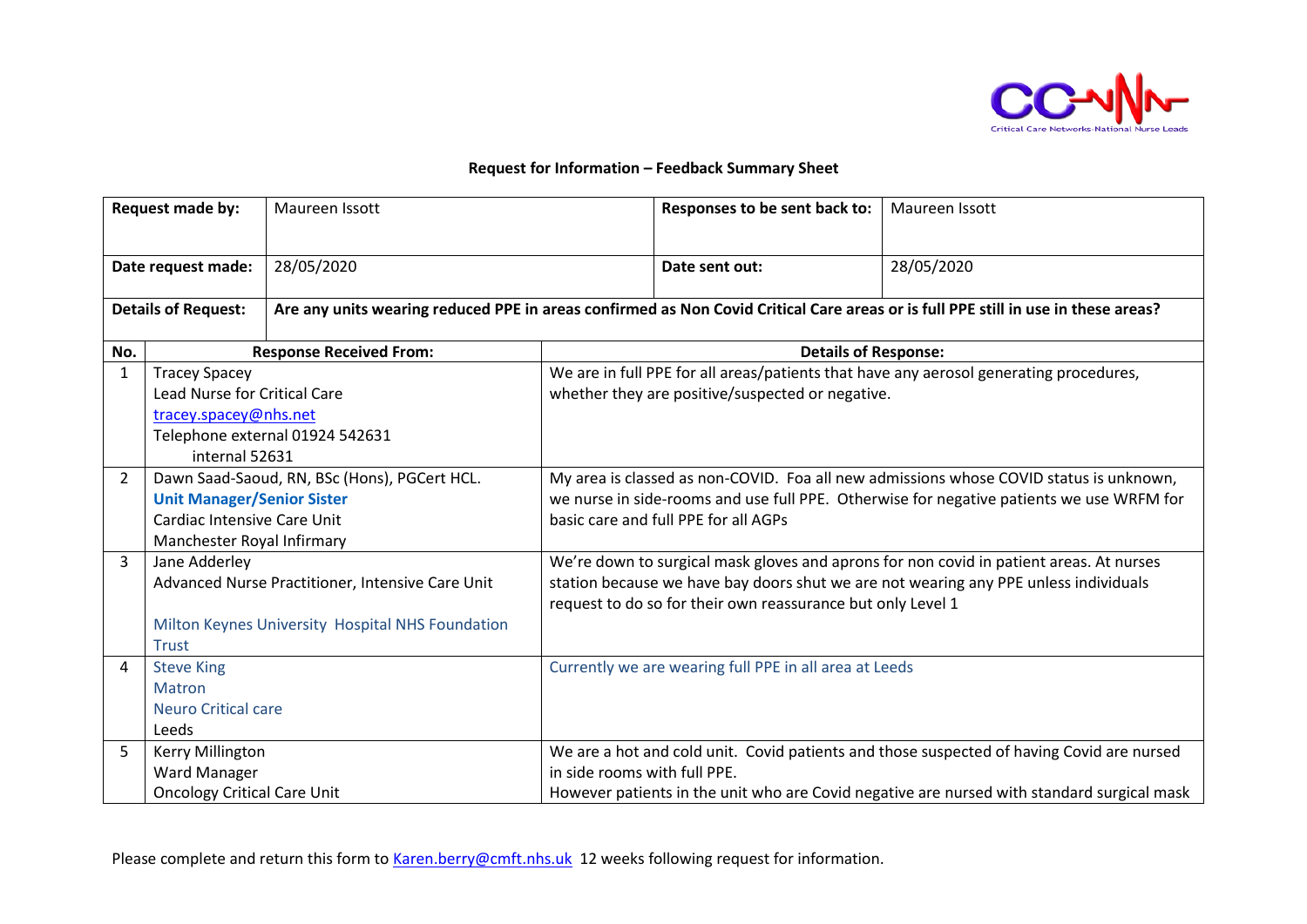**Request for Information – Feedback Summary Sheet**

| **Request made by:** | Maureen Issott | **Responses to be sent back to:** | Maureen Issott |
|---|---|---|---|
| **Date request made:** | 28/05/2020 | **Date sent out:** | 28/05/2020 |
| **Details of Request:** | **Are any units wearing reduced PPE in areas confirmed as Non Covid Critical Care areas or is full PPE still in use in these areas?** | | |

| No. | Response Received From: | Details of Response: |
|---|---|---|
| 1 | Tracey Spacey<br>Lead Nurse for Critical Care<br>tracey.spacey@nhs.net<br>Telephone external 01924 542631<br>internal 52631 | We are in full PPE for all areas/patients that have any aerosol generating procedures, whether they are positive/suspected or negative. |
| 2 | Dawn Saad-Saoud, RN, BSc (Hons), PGCert HCL.<br>**Unit Manager/Senior Sister**<br>Cardiac Intensive Care Unit<br>Manchester Royal Infirmary | My area is classed as non-COVID. Foa all new admissions whose COVID status is unknown, we nurse in side-rooms and use full PPE. Otherwise for negative patients we use WRFM for basic care and full PPE for all AGPs |
| 3 | Jane Adderley<br>Advanced Nurse Practitioner, Intensive Care Unit<br><br>Milton Keynes University Hospital NHS Foundation Trust | We're down to surgical mask gloves and aprons for non covid in patient areas. At nurses station because we have bay doors shut we are not wearing any PPE unless individuals request to do so for their own reassurance but only Level 1 |
| 4 | Steve King<br>Matron<br>Neuro Critical care<br>Leeds | Currently we are wearing full PPE in all area at Leeds |
| 5 | Kerry Millington<br>Ward Manager<br>Oncology Critical Care Unit | We are a hot and cold unit. Covid patients and those suspected of having Covid are nursed in side rooms with full PPE.<br>However patients in the unit who are Covid negative are nursed with standard surgical mask |

Please complete and return this form to Karen.berry@cmft.nhs.uk 12 weeks following request for information.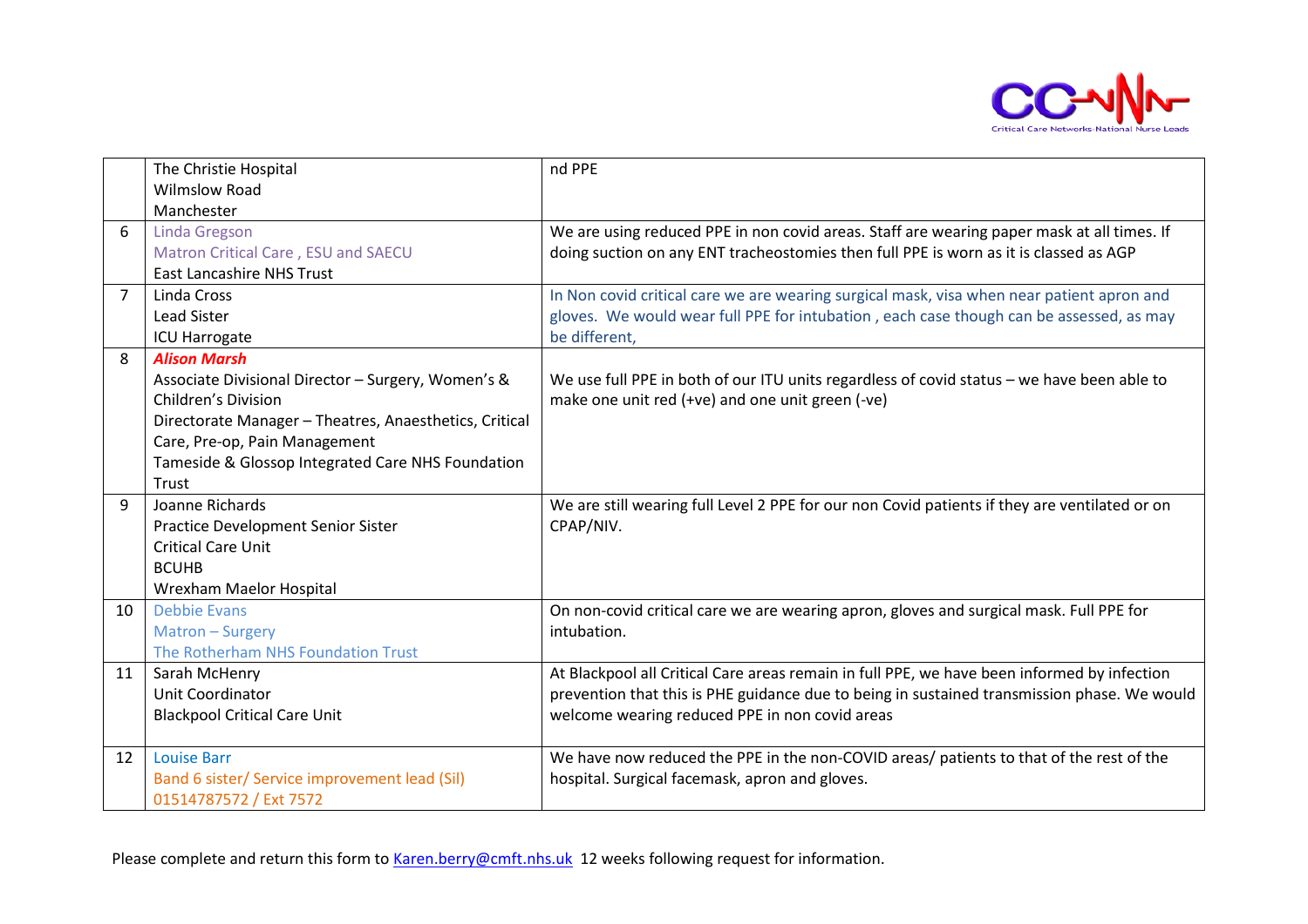| | | |
|---|---|---|
| | The Christie Hospital<br>Wilmslow Road<br>Manchester | nd PPE |
| 6 | Linda Gregson<br>Matron Critical Care , ESU and SAECU<br>East Lancashire NHS Trust | We are using reduced PPE in non covid areas. Staff are wearing paper mask at all times. If doing suction on any ENT tracheostomies then full PPE is worn as it is classed as AGP |
| 7 | Linda Cross<br>Lead Sister<br>ICU Harrogate | In Non covid critical care we are wearing surgical mask, visa when near patient apron and gloves. We would wear full PPE for intubation , each case though can be assessed, as may be different, |
| 8 | ***Alison Marsh***<br>Associate Divisional Director – Surgery, Women's & Children's Division<br>Directorate Manager – Theatres, Anaesthetics, Critical Care, Pre-op, Pain Management<br>Tameside & Glossop Integrated Care NHS Foundation Trust | We use full PPE in both of our ITU units regardless of covid status – we have been able to make one unit red (+ve) and one unit green (-ve) |
| 9 | Joanne Richards<br>Practice Development Senior Sister<br>Critical Care Unit<br>BCUHB<br>Wrexham Maelor Hospital | We are still wearing full Level 2 PPE for our non Covid patients if they are ventilated or on CPAP/NIV. |
| 10 | Debbie Evans<br>Matron – Surgery<br>The Rotherham NHS Foundation Trust | On non-covid critical care we are wearing apron, gloves and surgical mask. Full PPE for intubation. |
| 11 | Sarah McHenry<br>Unit Coordinator<br>Blackpool Critical Care Unit | At Blackpool all Critical Care areas remain in full PPE, we have been informed by infection prevention that this is PHE guidance due to being in sustained transmission phase. We would welcome wearing reduced PPE in non covid areas |
| 12 | Louise Barr<br>Band 6 sister/ Service improvement lead (Sil)<br>01514787572 / Ext 7572 | We have now reduced the PPE in the non-COVID areas/ patients to that of the rest of the hospital. Surgical facemask, apron and gloves. |

Please complete and return this form to Karen.berry@cmft.nhs.uk 12 weeks following request for information.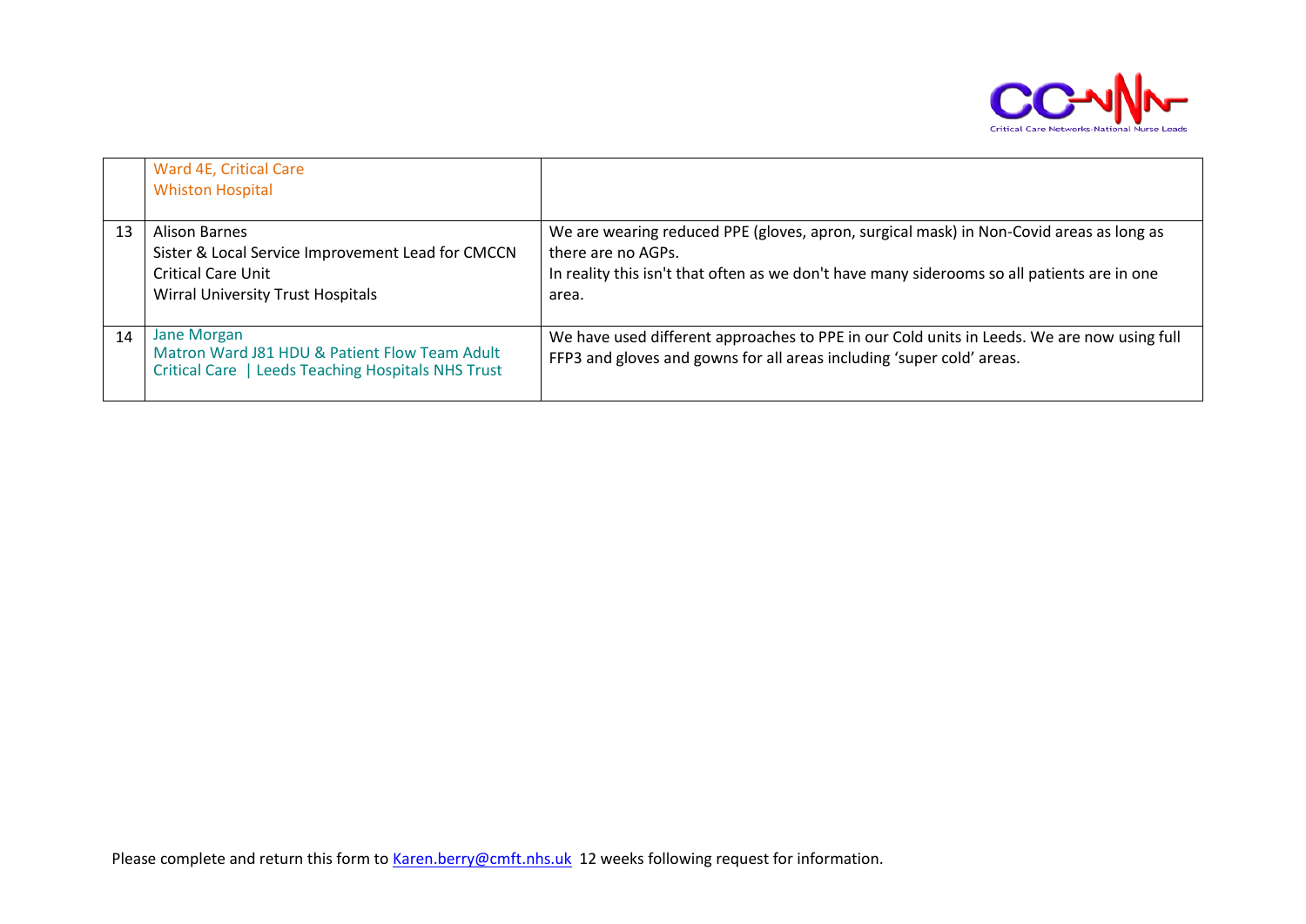| | | |
|---|---|---|
| | Ward 4E, Critical Care<br>Whiston Hospital | |
| 13 | Alison Barnes<br>Sister & Local Service Improvement Lead for CMCCN<br>Critical Care Unit<br>Wirral University Trust Hospitals | We are wearing reduced PPE (gloves, apron, surgical mask) in Non-Covid areas as long as there are no AGPs.<br>In reality this isn't that often as we don't have many siderooms so all patients are in one area. |
| 14 | Jane Morgan<br>Matron Ward J81 HDU & Patient Flow Team Adult Critical Care \| Leeds Teaching Hospitals NHS Trust | We have used different approaches to PPE in our Cold units in Leeds. We are now using full FFP3 and gloves and gowns for all areas including 'super cold' areas. |

Please complete and return this form to Karen.berry@cmft.nhs.uk 12 weeks following request for information.